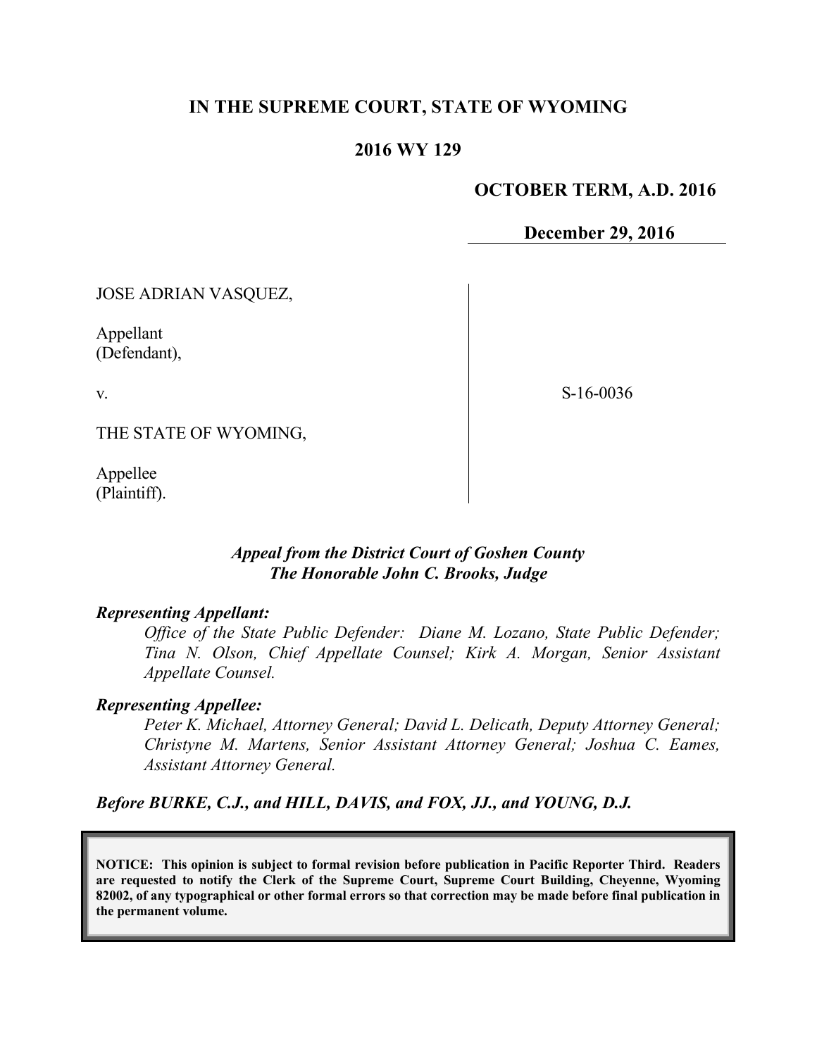# IN THE SUPREME COURT, STATE OF WYOMING

## 2016 WY 129

**OCTOBER TERM, A.D. 2016**

**December 29, 2016**

JOSE ADRIAN VASQUEZ,

Appellant
(Defendant),

v.

S-16-0036

THE STATE OF WYOMING,

Appellee
(Plaintiff).

***Appeal from the District Court of Goshen County***
***The Honorable John C. Brooks, Judge***

***Representing Appellant:***

*Office of the State Public Defender: Diane M. Lozano, State Public Defender; Tina N. Olson, Chief Appellate Counsel; Kirk A. Morgan, Senior Assistant Appellate Counsel.*

***Representing Appellee:***

*Peter K. Michael, Attorney General; David L. Delicath, Deputy Attorney General; Christyne M. Martens, Senior Assistant Attorney General; Joshua C. Eames, Assistant Attorney General.*

***Before BURKE, C.J., and HILL, DAVIS, and FOX, JJ., and YOUNG, D.J.***

**NOTICE: This opinion is subject to formal revision before publication in Pacific Reporter Third. Readers are requested to notify the Clerk of the Supreme Court, Supreme Court Building, Cheyenne, Wyoming 82002, of any typographical or other formal errors so that correction may be made before final publication in the permanent volume.**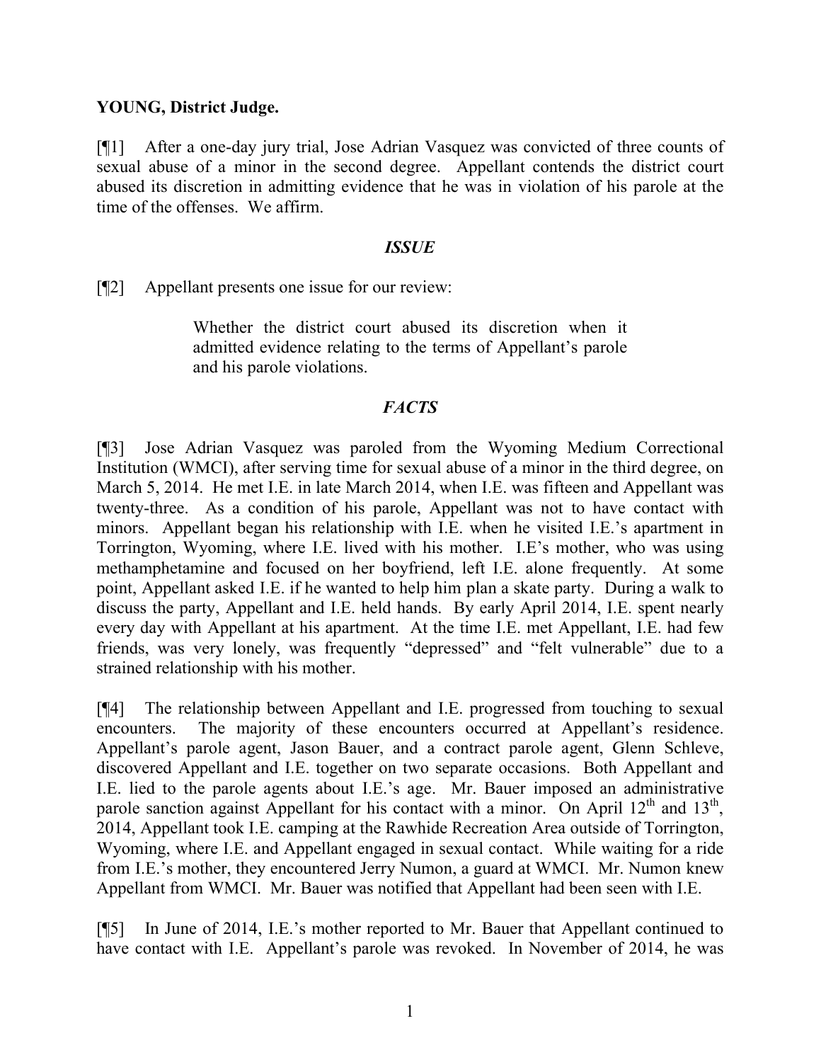**YOUNG, District Judge.**

[¶1] After a one-day jury trial, Jose Adrian Vasquez was convicted of three counts of sexual abuse of a minor in the second degree. Appellant contends the district court abused its discretion in admitting evidence that he was in violation of his parole at the time of the offenses. We affirm.

## *ISSUE*

[¶2] Appellant presents one issue for our review:

> Whether the district court abused its discretion when it admitted evidence relating to the terms of Appellant's parole and his parole violations.

## *FACTS*

[¶3] Jose Adrian Vasquez was paroled from the Wyoming Medium Correctional Institution (WMCI), after serving time for sexual abuse of a minor in the third degree, on March 5, 2014. He met I.E. in late March 2014, when I.E. was fifteen and Appellant was twenty-three. As a condition of his parole, Appellant was not to have contact with minors. Appellant began his relationship with I.E. when he visited I.E.'s apartment in Torrington, Wyoming, where I.E. lived with his mother. I.E's mother, who was using methamphetamine and focused on her boyfriend, left I.E. alone frequently. At some point, Appellant asked I.E. if he wanted to help him plan a skate party. During a walk to discuss the party, Appellant and I.E. held hands. By early April 2014, I.E. spent nearly every day with Appellant at his apartment. At the time I.E. met Appellant, I.E. had few friends, was very lonely, was frequently "depressed" and "felt vulnerable" due to a strained relationship with his mother.

[¶4] The relationship between Appellant and I.E. progressed from touching to sexual encounters. The majority of these encounters occurred at Appellant's residence. Appellant's parole agent, Jason Bauer, and a contract parole agent, Glenn Schleve, discovered Appellant and I.E. together on two separate occasions. Both Appellant and I.E. lied to the parole agents about I.E.'s age. Mr. Bauer imposed an administrative parole sanction against Appellant for his contact with a minor. On April 12th and 13th, 2014, Appellant took I.E. camping at the Rawhide Recreation Area outside of Torrington, Wyoming, where I.E. and Appellant engaged in sexual contact. While waiting for a ride from I.E.'s mother, they encountered Jerry Numon, a guard at WMCI. Mr. Numon knew Appellant from WMCI. Mr. Bauer was notified that Appellant had been seen with I.E.

[¶5] In June of 2014, I.E.'s mother reported to Mr. Bauer that Appellant continued to have contact with I.E. Appellant's parole was revoked. In November of 2014, he was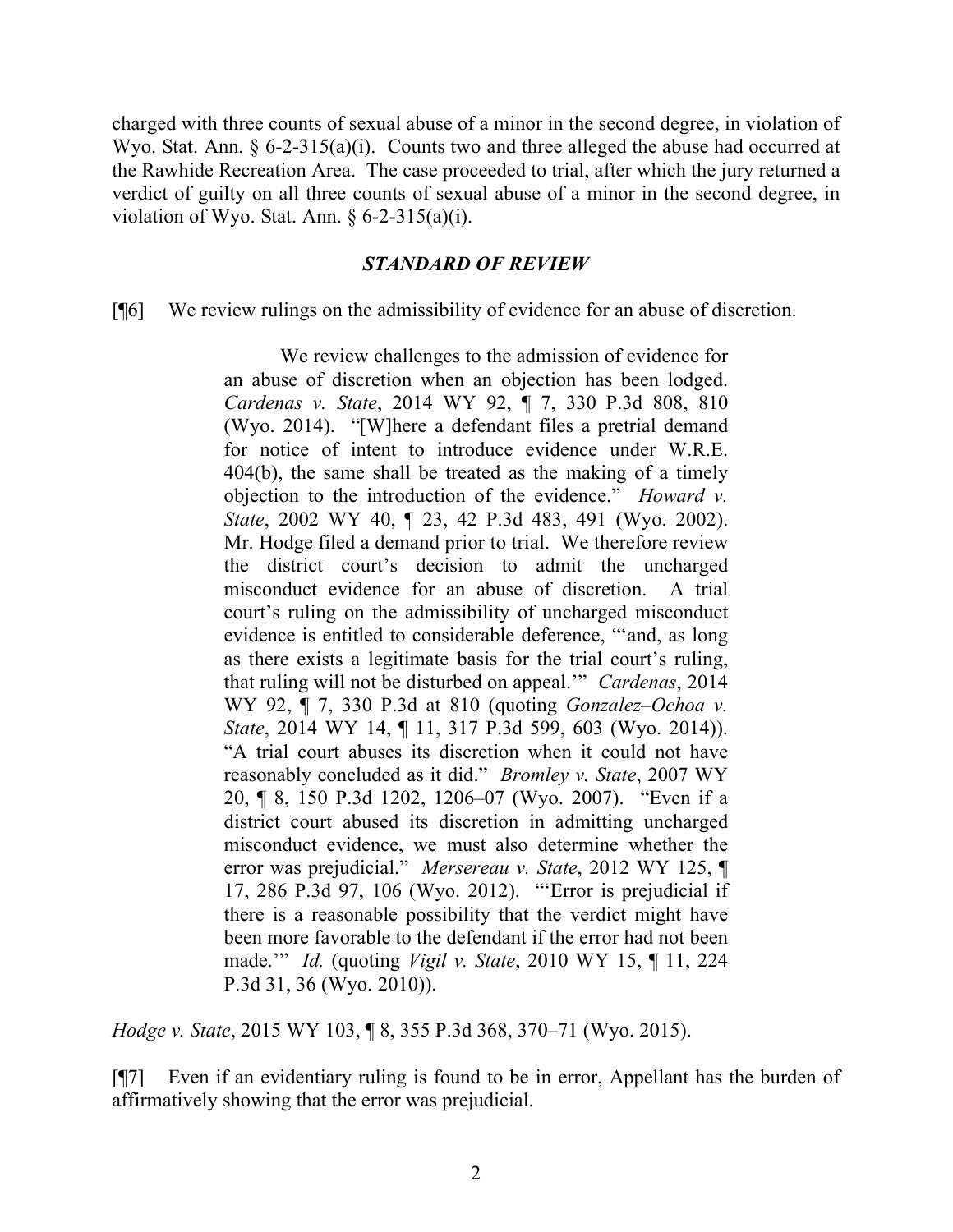charged with three counts of sexual abuse of a minor in the second degree, in violation of Wyo. Stat. Ann. § 6-2-315(a)(i). Counts two and three alleged the abuse had occurred at the Rawhide Recreation Area. The case proceeded to trial, after which the jury returned a verdict of guilty on all three counts of sexual abuse of a minor in the second degree, in violation of Wyo. Stat. Ann. § 6-2-315(a)(i).

## *STANDARD OF REVIEW*

[¶6] We review rulings on the admissibility of evidence for an abuse of discretion.

> We review challenges to the admission of evidence for an abuse of discretion when an objection has been lodged. *Cardenas v. State*, 2014 WY 92, ¶ 7, 330 P.3d 808, 810 (Wyo. 2014). "[W]here a defendant files a pretrial demand for notice of intent to introduce evidence under W.R.E. 404(b), the same shall be treated as the making of a timely objection to the introduction of the evidence." *Howard v. State*, 2002 WY 40, ¶ 23, 42 P.3d 483, 491 (Wyo. 2002). Mr. Hodge filed a demand prior to trial. We therefore review the district court's decision to admit the uncharged misconduct evidence for an abuse of discretion. A trial court's ruling on the admissibility of uncharged misconduct evidence is entitled to considerable deference, "'and, as long as there exists a legitimate basis for the trial court's ruling, that ruling will not be disturbed on appeal.'" *Cardenas*, 2014 WY 92, ¶ 7, 330 P.3d at 810 (quoting *Gonzalez–Ochoa v. State*, 2014 WY 14, ¶ 11, 317 P.3d 599, 603 (Wyo. 2014)). "A trial court abuses its discretion when it could not have reasonably concluded as it did." *Bromley v. State*, 2007 WY 20, ¶ 8, 150 P.3d 1202, 1206–07 (Wyo. 2007). "Even if a district court abused its discretion in admitting uncharged misconduct evidence, we must also determine whether the error was prejudicial." *Mersereau v. State*, 2012 WY 125, ¶ 17, 286 P.3d 97, 106 (Wyo. 2012). "'Error is prejudicial if there is a reasonable possibility that the verdict might have been more favorable to the defendant if the error had not been made.'" *Id.* (quoting *Vigil v. State*, 2010 WY 15, ¶ 11, 224 P.3d 31, 36 (Wyo. 2010)).

*Hodge v. State*, 2015 WY 103, ¶ 8, 355 P.3d 368, 370–71 (Wyo. 2015).

[¶7] Even if an evidentiary ruling is found to be in error, Appellant has the burden of affirmatively showing that the error was prejudicial.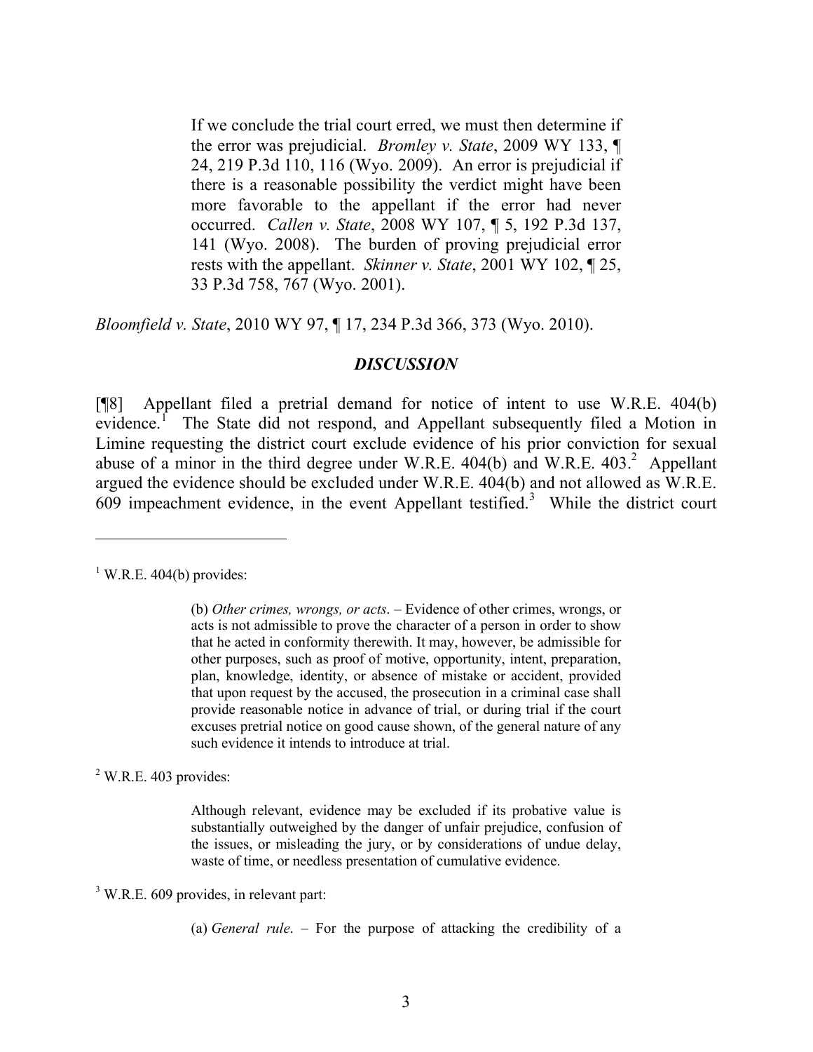> If we conclude the trial court erred, we must then determine if the error was prejudicial. *Bromley v. State*, 2009 WY 133, ¶ 24, 219 P.3d 110, 116 (Wyo. 2009). An error is prejudicial if there is a reasonable possibility the verdict might have been more favorable to the appellant if the error had never occurred. *Callen v. State*, 2008 WY 107, ¶ 5, 192 P.3d 137, 141 (Wyo. 2008). The burden of proving prejudicial error rests with the appellant. *Skinner v. State*, 2001 WY 102, ¶ 25, 33 P.3d 758, 767 (Wyo. 2001).

*Bloomfield v. State*, 2010 WY 97, ¶ 17, 234 P.3d 366, 373 (Wyo. 2010).

### *DISCUSSION*

[¶8] Appellant filed a pretrial demand for notice of intent to use W.R.E. 404(b) evidence.[1] The State did not respond, and Appellant subsequently filed a Motion in Limine requesting the district court exclude evidence of his prior conviction for sexual abuse of a minor in the third degree under W.R.E. 404(b) and W.R.E. 403.[2] Appellant argued the evidence should be excluded under W.R.E. 404(b) and not allowed as W.R.E. 609 impeachment evidence, in the event Appellant testified.[3] While the district court

---

[1] W.R.E. 404(b) provides:

> (b) *Other crimes, wrongs, or acts*. – Evidence of other crimes, wrongs, or acts is not admissible to prove the character of a person in order to show that he acted in conformity therewith. It may, however, be admissible for other purposes, such as proof of motive, opportunity, intent, preparation, plan, knowledge, identity, or absence of mistake or accident, provided that upon request by the accused, the prosecution in a criminal case shall provide reasonable notice in advance of trial, or during trial if the court excuses pretrial notice on good cause shown, of the general nature of any such evidence it intends to introduce at trial.

[2] W.R.E. 403 provides:

> Although relevant, evidence may be excluded if its probative value is substantially outweighed by the danger of unfair prejudice, confusion of the issues, or misleading the jury, or by considerations of undue delay, waste of time, or needless presentation of cumulative evidence.

[3] W.R.E. 609 provides, in relevant part:

> (a) *General rule*. – For the purpose of attacking the credibility of a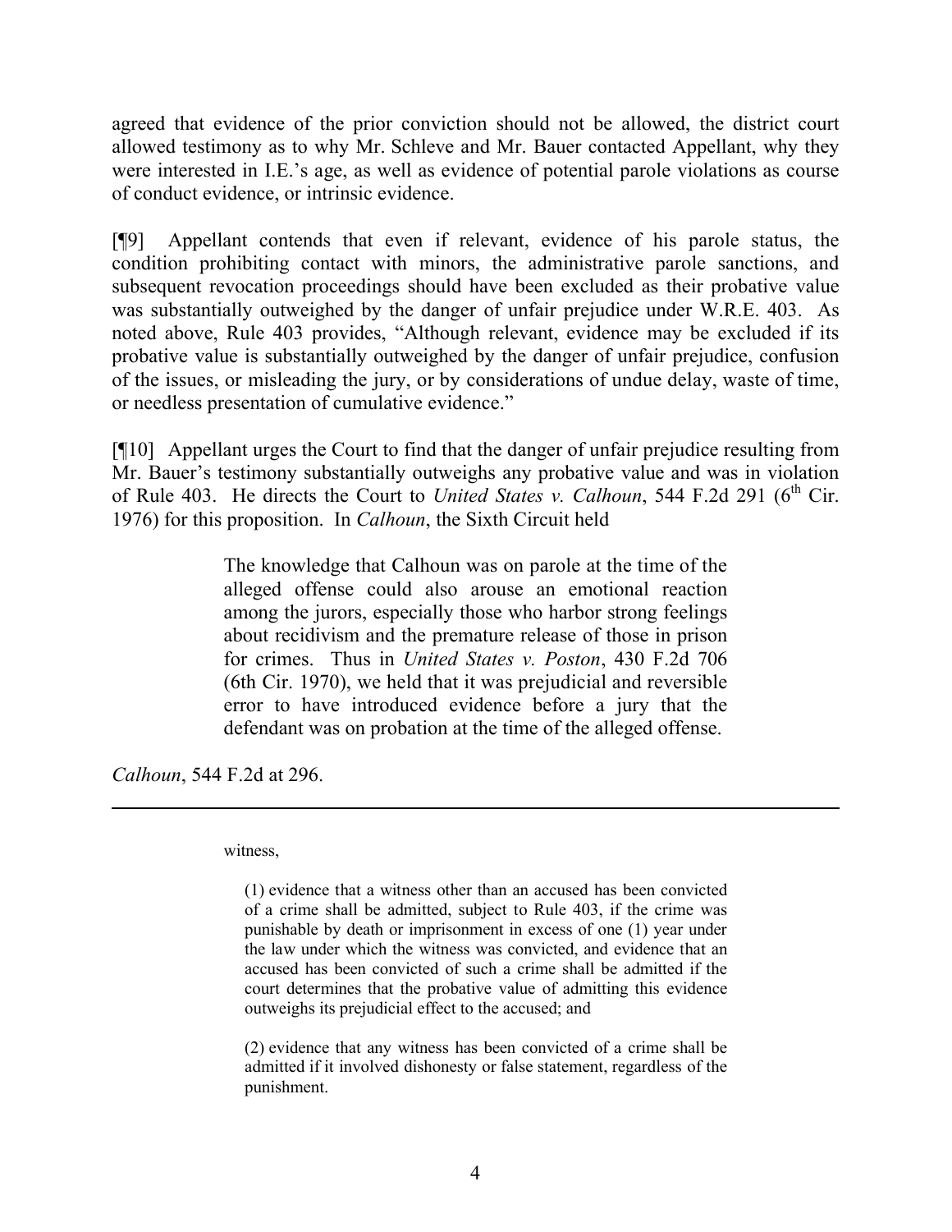agreed that evidence of the prior conviction should not be allowed, the district court allowed testimony as to why Mr. Schleve and Mr. Bauer contacted Appellant, why they were interested in I.E.'s age, as well as evidence of potential parole violations as course of conduct evidence, or intrinsic evidence.

[¶9] Appellant contends that even if relevant, evidence of his parole status, the condition prohibiting contact with minors, the administrative parole sanctions, and subsequent revocation proceedings should have been excluded as their probative value was substantially outweighed by the danger of unfair prejudice under W.R.E. 403. As noted above, Rule 403 provides, "Although relevant, evidence may be excluded if its probative value is substantially outweighed by the danger of unfair prejudice, confusion of the issues, or misleading the jury, or by considerations of undue delay, waste of time, or needless presentation of cumulative evidence."

[¶10] Appellant urges the Court to find that the danger of unfair prejudice resulting from Mr. Bauer's testimony substantially outweighs any probative value and was in violation of Rule 403. He directs the Court to *United States v. Calhoun*, 544 F.2d 291 (6th Cir. 1976) for this proposition. In *Calhoun*, the Sixth Circuit held

> The knowledge that Calhoun was on parole at the time of the alleged offense could also arouse an emotional reaction among the jurors, especially those who harbor strong feelings about recidivism and the premature release of those in prison for crimes. Thus in *United States v. Poston*, 430 F.2d 706 (6th Cir. 1970), we held that it was prejudicial and reversible error to have introduced evidence before a jury that the defendant was on probation at the time of the alleged offense.

*Calhoun*, 544 F.2d at 296.

---

witness,

> (1) evidence that a witness other than an accused has been convicted of a crime shall be admitted, subject to Rule 403, if the crime was punishable by death or imprisonment in excess of one (1) year under the law under which the witness was convicted, and evidence that an accused has been convicted of such a crime shall be admitted if the court determines that the probative value of admitting this evidence outweighs its prejudicial effect to the accused; and
>
> (2) evidence that any witness has been convicted of a crime shall be admitted if it involved dishonesty or false statement, regardless of the punishment.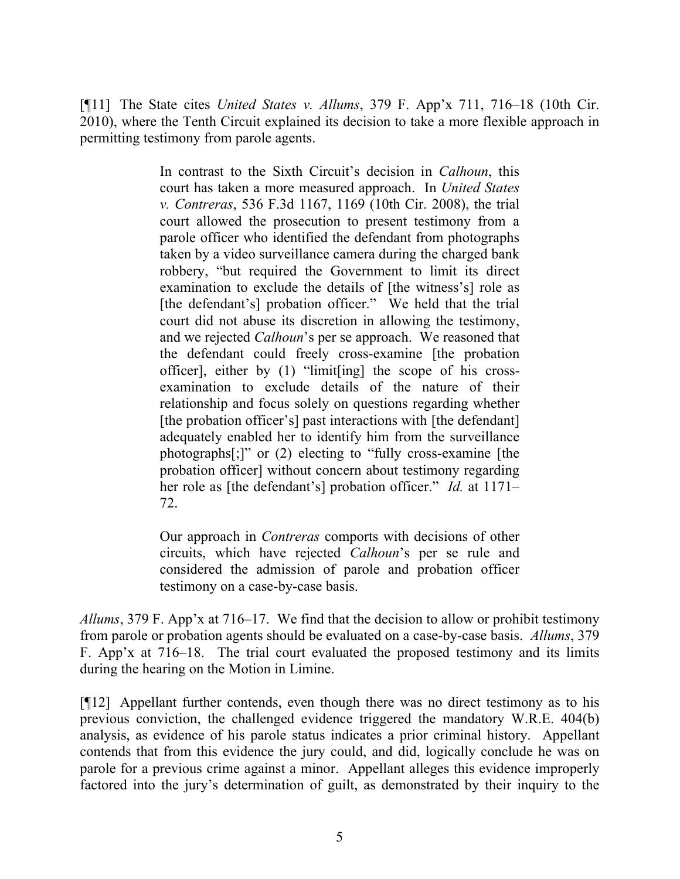[¶11] The State cites *United States v. Allums*, 379 F. App'x 711, 716–18 (10th Cir. 2010), where the Tenth Circuit explained its decision to take a more flexible approach in permitting testimony from parole agents.

> In contrast to the Sixth Circuit's decision in *Calhoun*, this court has taken a more measured approach. In *United States v. Contreras*, 536 F.3d 1167, 1169 (10th Cir. 2008), the trial court allowed the prosecution to present testimony from a parole officer who identified the defendant from photographs taken by a video surveillance camera during the charged bank robbery, "but required the Government to limit its direct examination to exclude the details of [the witness's] role as [the defendant's] probation officer." We held that the trial court did not abuse its discretion in allowing the testimony, and we rejected *Calhoun*'s per se approach. We reasoned that the defendant could freely cross-examine [the probation officer], either by (1) "limit[ing] the scope of his cross-examination to exclude details of the nature of their relationship and focus solely on questions regarding whether [the probation officer's] past interactions with [the defendant] adequately enabled her to identify him from the surveillance photographs[;]" or (2) electing to "fully cross-examine [the probation officer] without concern about testimony regarding her role as [the defendant's] probation officer." *Id.* at 1171–72.
>
> Our approach in *Contreras* comports with decisions of other circuits, which have rejected *Calhoun*'s per se rule and considered the admission of parole and probation officer testimony on a case-by-case basis.

*Allums*, 379 F. App'x at 716–17. We find that the decision to allow or prohibit testimony from parole or probation agents should be evaluated on a case-by-case basis. *Allums*, 379 F. App'x at 716–18. The trial court evaluated the proposed testimony and its limits during the hearing on the Motion in Limine.

[¶12] Appellant further contends, even though there was no direct testimony as to his previous conviction, the challenged evidence triggered the mandatory W.R.E. 404(b) analysis, as evidence of his parole status indicates a prior criminal history. Appellant contends that from this evidence the jury could, and did, logically conclude he was on parole for a previous crime against a minor. Appellant alleges this evidence improperly factored into the jury's determination of guilt, as demonstrated by their inquiry to the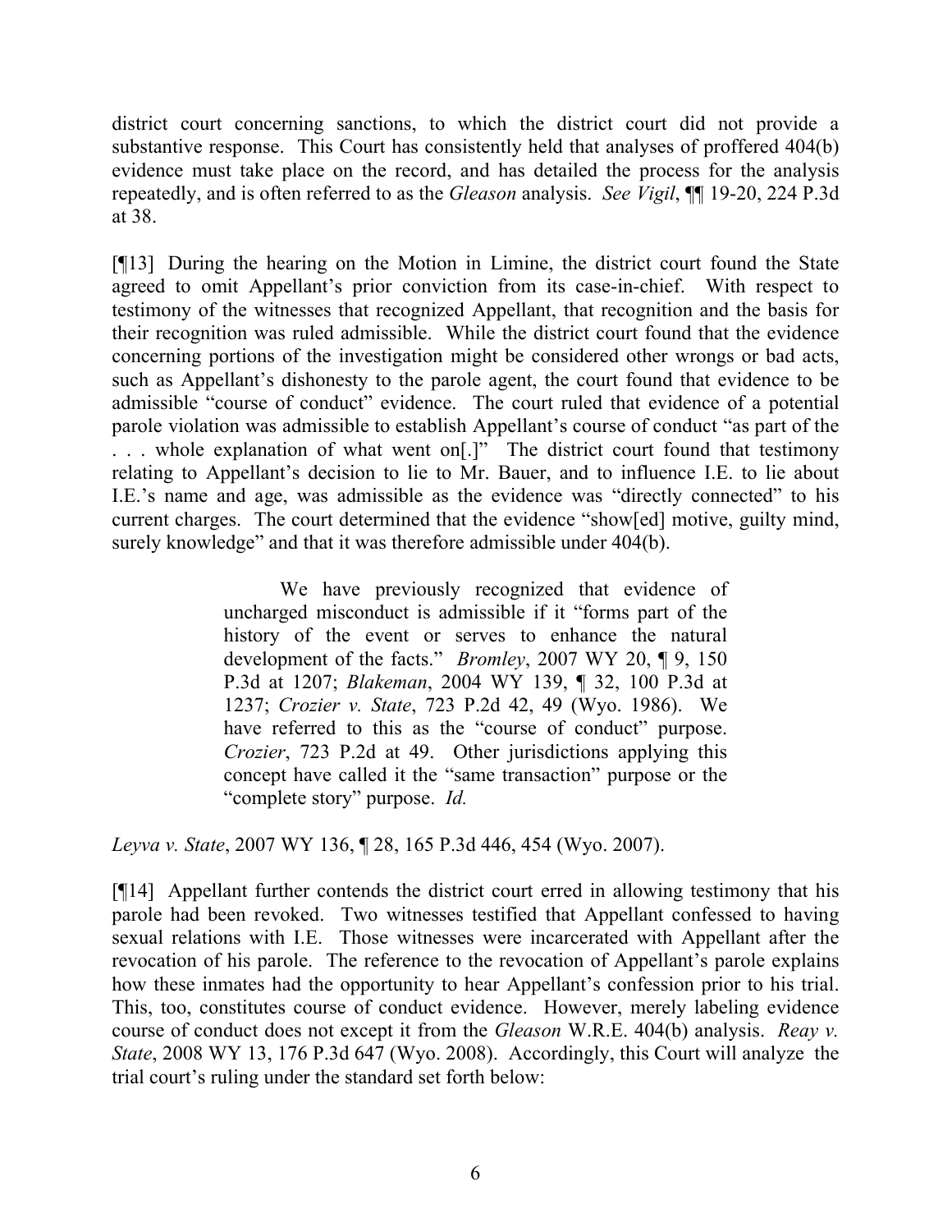district court concerning sanctions, to which the district court did not provide a substantive response. This Court has consistently held that analyses of proffered 404(b) evidence must take place on the record, and has detailed the process for the analysis repeatedly, and is often referred to as the *Gleason* analysis. *See Vigil*, ¶¶ 19-20, 224 P.3d at 38.

[¶13] During the hearing on the Motion in Limine, the district court found the State agreed to omit Appellant's prior conviction from its case-in-chief. With respect to testimony of the witnesses that recognized Appellant, that recognition and the basis for their recognition was ruled admissible. While the district court found that the evidence concerning portions of the investigation might be considered other wrongs or bad acts, such as Appellant's dishonesty to the parole agent, the court found that evidence to be admissible "course of conduct" evidence. The court ruled that evidence of a potential parole violation was admissible to establish Appellant's course of conduct "as part of the . . . whole explanation of what went on[.]" The district court found that testimony relating to Appellant's decision to lie to Mr. Bauer, and to influence I.E. to lie about I.E.'s name and age, was admissible as the evidence was "directly connected" to his current charges. The court determined that the evidence "show[ed] motive, guilty mind, surely knowledge" and that it was therefore admissible under 404(b).

> We have previously recognized that evidence of uncharged misconduct is admissible if it "forms part of the history of the event or serves to enhance the natural development of the facts." *Bromley*, 2007 WY 20, ¶ 9, 150 P.3d at 1207; *Blakeman*, 2004 WY 139, ¶ 32, 100 P.3d at 1237; *Crozier v. State*, 723 P.2d 42, 49 (Wyo. 1986). We have referred to this as the "course of conduct" purpose. *Crozier*, 723 P.2d at 49. Other jurisdictions applying this concept have called it the "same transaction" purpose or the "complete story" purpose. *Id.*

*Leyva v. State*, 2007 WY 136, ¶ 28, 165 P.3d 446, 454 (Wyo. 2007).

[¶14] Appellant further contends the district court erred in allowing testimony that his parole had been revoked. Two witnesses testified that Appellant confessed to having sexual relations with I.E. Those witnesses were incarcerated with Appellant after the revocation of his parole. The reference to the revocation of Appellant's parole explains how these inmates had the opportunity to hear Appellant's confession prior to his trial. This, too, constitutes course of conduct evidence. However, merely labeling evidence course of conduct does not except it from the *Gleason* W.R.E. 404(b) analysis. *Reay v. State*, 2008 WY 13, 176 P.3d 647 (Wyo. 2008). Accordingly, this Court will analyze the trial court's ruling under the standard set forth below: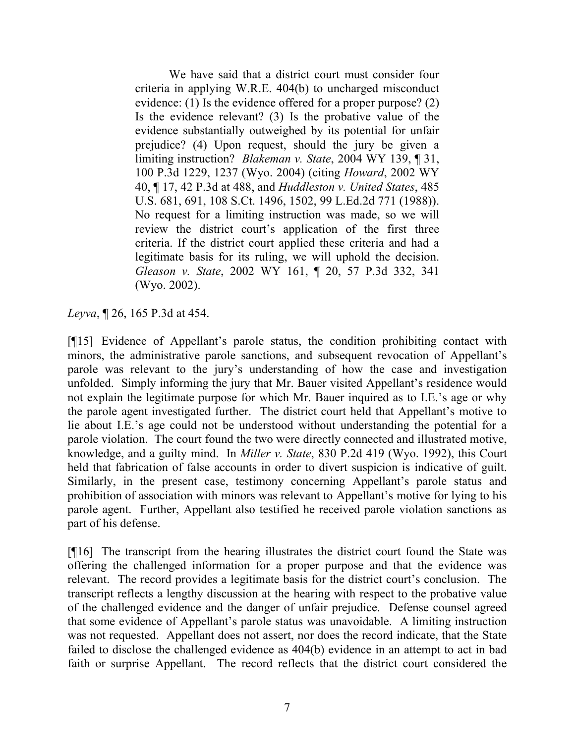> We have said that a district court must consider four criteria in applying W.R.E. 404(b) to uncharged misconduct evidence: (1) Is the evidence offered for a proper purpose? (2) Is the evidence relevant? (3) Is the probative value of the evidence substantially outweighed by its potential for unfair prejudice? (4) Upon request, should the jury be given a limiting instruction? *Blakeman v. State*, 2004 WY 139, ¶ 31, 100 P.3d 1229, 1237 (Wyo. 2004) (citing *Howard*, 2002 WY 40, ¶ 17, 42 P.3d at 488, and *Huddleston v. United States*, 485 U.S. 681, 691, 108 S.Ct. 1496, 1502, 99 L.Ed.2d 771 (1988)). No request for a limiting instruction was made, so we will review the district court's application of the first three criteria. If the district court applied these criteria and had a legitimate basis for its ruling, we will uphold the decision. *Gleason v. State*, 2002 WY 161, ¶ 20, 57 P.3d 332, 341 (Wyo. 2002).

*Leyva*, ¶ 26, 165 P.3d at 454.

[¶15] Evidence of Appellant's parole status, the condition prohibiting contact with minors, the administrative parole sanctions, and subsequent revocation of Appellant's parole was relevant to the jury's understanding of how the case and investigation unfolded. Simply informing the jury that Mr. Bauer visited Appellant's residence would not explain the legitimate purpose for which Mr. Bauer inquired as to I.E.'s age or why the parole agent investigated further. The district court held that Appellant's motive to lie about I.E.'s age could not be understood without understanding the potential for a parole violation. The court found the two were directly connected and illustrated motive, knowledge, and a guilty mind. In *Miller v. State*, 830 P.2d 419 (Wyo. 1992), this Court held that fabrication of false accounts in order to divert suspicion is indicative of guilt. Similarly, in the present case, testimony concerning Appellant's parole status and prohibition of association with minors was relevant to Appellant's motive for lying to his parole agent. Further, Appellant also testified he received parole violation sanctions as part of his defense.

[¶16] The transcript from the hearing illustrates the district court found the State was offering the challenged information for a proper purpose and that the evidence was relevant. The record provides a legitimate basis for the district court's conclusion. The transcript reflects a lengthy discussion at the hearing with respect to the probative value of the challenged evidence and the danger of unfair prejudice. Defense counsel agreed that some evidence of Appellant's parole status was unavoidable. A limiting instruction was not requested. Appellant does not assert, nor does the record indicate, that the State failed to disclose the challenged evidence as 404(b) evidence in an attempt to act in bad faith or surprise Appellant. The record reflects that the district court considered the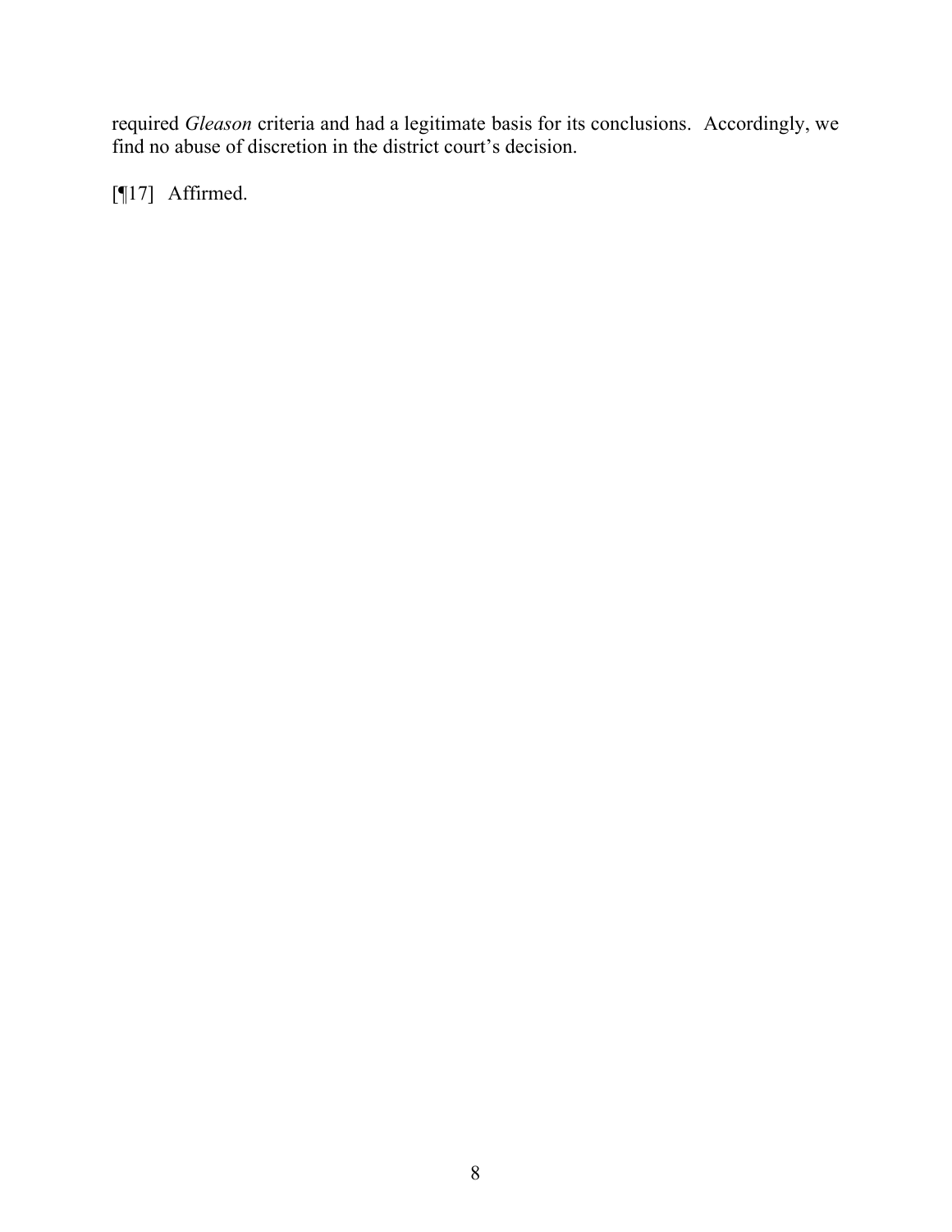required *Gleason* criteria and had a legitimate basis for its conclusions. Accordingly, we find no abuse of discretion in the district court's decision.

[¶17] Affirmed.